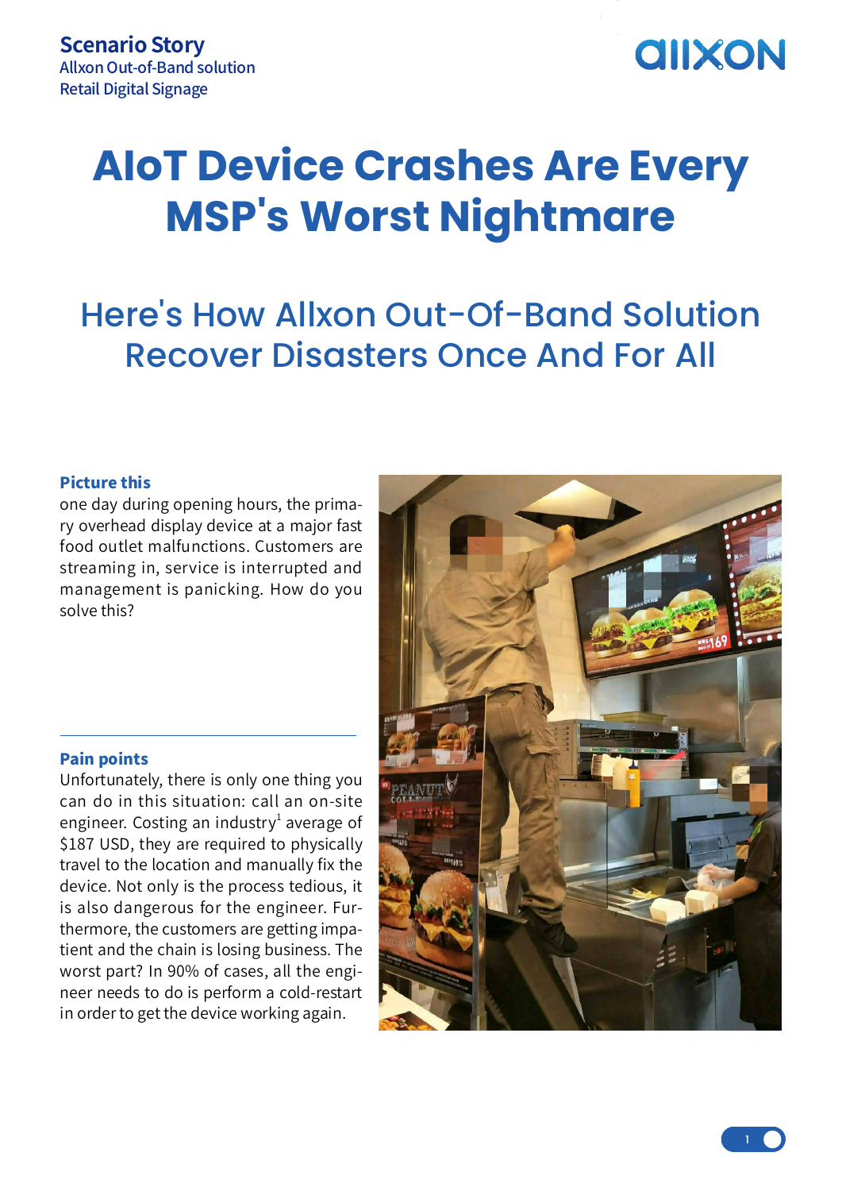**Scenario Story**
Allxon Out-of-Band solution
Retail Digital Signage

# AIoT Device Crashes Are Every MSP's Worst Nightmare

## Here's How Allxon Out-Of-Band Solution Recover Disasters Once And For All

### Picture this

one day during opening hours, the primary overhead display device at a major fast food outlet malfunctions. Customers are streaming in, service is interrupted and management is panicking. How do you solve this?

### Pain points

Unfortunately, there is only one thing you can do in this situation: call an on-site engineer. Costing an industry[1] average of $187 USD, they are required to physically travel to the location and manually fix the device. Not only is the process tedious, it is also dangerous for the engineer. Furthermore, the customers are getting impatient and the chain is losing business. The worst part? In 90% of cases, all the engineer needs to do is perform a cold-restart in order to get the device working again.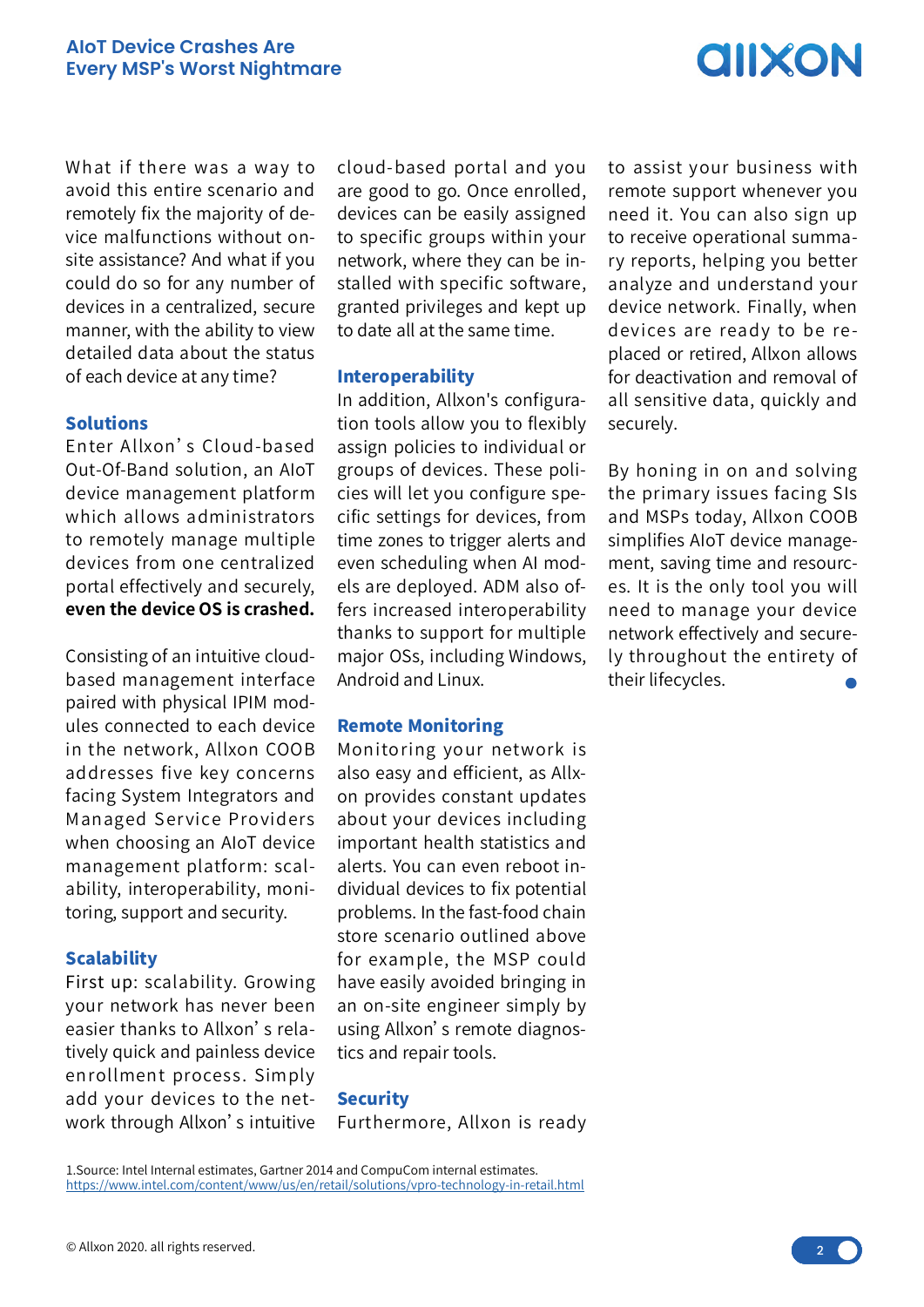What if there was a way to avoid this entire scenario and remotely fix the majority of device malfunctions without on-site assistance? And what if you could do so for any number of devices in a centralized, secure manner, with the ability to view detailed data about the status of each device at any time?

## Solutions

Enter Allxon's Cloud-based Out-Of-Band solution, an AIoT device management platform which allows administrators to remotely manage multiple devices from one centralized portal effectively and securely, **even the device OS is crashed.**

Consisting of an intuitive cloud-based management interface paired with physical IPIM modules connected to each device in the network, Allxon COOB addresses five key concerns facing System Integrators and Managed Service Providers when choosing an AIoT device management platform: scalability, interoperability, monitoring, support and security.

## Scalability

First up: scalability. Growing your network has never been easier thanks to Allxon's relatively quick and painless device enrollment process. Simply add your devices to the network through Allxon's intuitive cloud-based portal and you are good to go. Once enrolled, devices can be easily assigned to specific groups within your network, where they can be installed with specific software, granted privileges and kept up to date all at the same time.

## Interoperability

In addition, Allxon's configuration tools allow you to flexibly assign policies to individual or groups of devices. These policies will let you configure specific settings for devices, from time zones to trigger alerts and even scheduling when AI models are deployed. ADM also offers increased interoperability thanks to support for multiple major OSs, including Windows, Android and Linux.

## Remote Monitoring

Monitoring your network is also easy and efficient, as Allxon provides constant updates about your devices including important health statistics and alerts. You can even reboot individual devices to fix potential problems. In the fast-food chain store scenario outlined above for example, the MSP could have easily avoided bringing in an on-site engineer simply by using Allxon's remote diagnostics and repair tools.

## Security

Furthermore, Allxon is ready to assist your business with remote support whenever you need it. You can also sign up to receive operational summary reports, helping you better analyze and understand your device network. Finally, when devices are ready to be replaced or retired, Allxon allows for deactivation and removal of all sensitive data, quickly and securely.

By honing in on and solving the primary issues facing SIs and MSPs today, Allxon COOB simplifies AIoT device management, saving time and resources. It is the only tool you will need to manage your device network effectively and securely throughout the entirety of their lifecycles.

1.Source: Intel Internal estimates, Gartner 2014 and CompuCom internal estimates.
https://www.intel.com/content/www/us/en/retail/solutions/vpro-technology-in-retail.html

© Allxon 2020. all rights reserved.